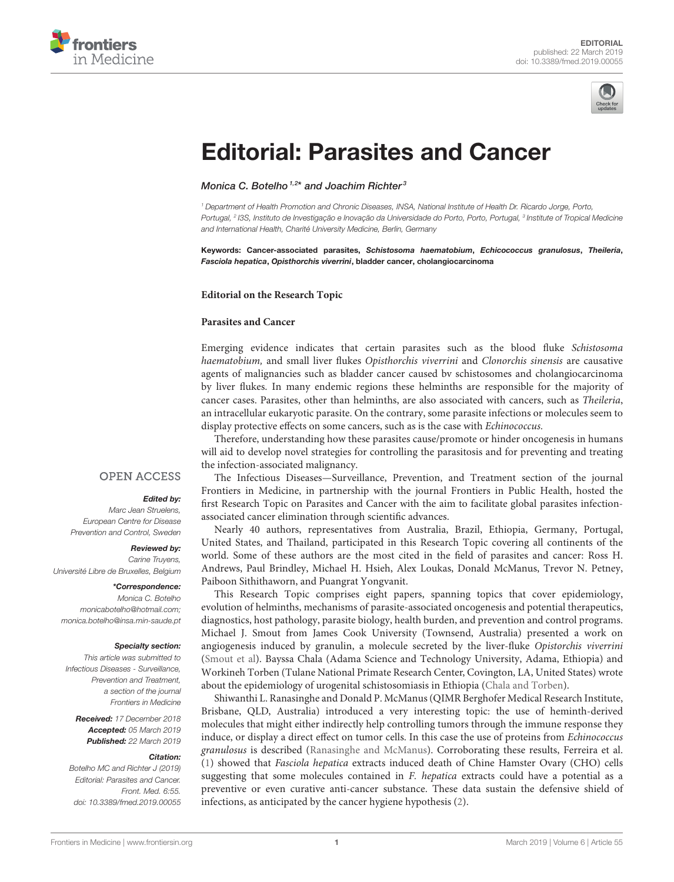EDITORIAL
published: 22 March 2019
doi: 10.3389/fmed.2019.00055

# Editorial: Parasites and Cancer

*Monica C. Botelho*[1,2]* *and Joachim Richter*[3]

[1] Department of Health Promotion and Chronic Diseases, INSA, National Institute of Health Dr. Ricardo Jorge, Porto, Portugal, [2] I3S, Instituto de Investigação e Inovação da Universidade do Porto, Porto, Portugal, [3] Institute of Tropical Medicine and International Health, Charité University Medicine, Berlin, Germany

**Keywords:** Cancer-associated parasites, ***Schistosoma haematobium***, ***Echicococcus granulosus***, ***Theileria***, ***Fasciola hepatica***, ***Opisthorchis viverrini***, bladder cancer, cholangiocarcinoma

**Editorial on the Research Topic**

**Parasites and Cancer**

Emerging evidence indicates that certain parasites such as the blood fluke *Schistosoma haematobium,* and small liver flukes *Opisthorchis viverrini* and *Clonorchis sinensis* are causative agents of malignancies such as bladder cancer caused bv schistosomes and cholangiocarcinoma by liver flukes. In many endemic regions these helminths are responsible for the majority of cancer cases. Parasites, other than helminths, are also associated with cancers, such as *Theileria*, an intracellular eukaryotic parasite. On the contrary, some parasite infections or molecules seem to display protective effects on some cancers, such as is the case with *Echinococcus.*

Therefore, understanding how these parasites cause/promote or hinder oncogenesis in humans will aid to develop novel strategies for controlling the parasitosis and for preventing and treating the infection-associated malignancy.

The Infectious Diseases—Surveillance, Prevention, and Treatment section of the journal Frontiers in Medicine, in partnership with the journal Frontiers in Public Health, hosted the first Research Topic on Parasites and Cancer with the aim to facilitate global parasites infection-associated cancer elimination through scientific advances.

Nearly 40 authors, representatives from Australia, Brazil, Ethiopia, Germany, Portugal, United States, and Thailand, participated in this Research Topic covering all continents of the world. Some of these authors are the most cited in the field of parasites and cancer: Ross H. Andrews, Paul Brindley, Michael H. Hsieh, Alex Loukas, Donald McManus, Trevor N. Petney, Paiboon Sithithaworn, and Puangrat Yongvanit.

This Research Topic comprises eight papers, spanning topics that cover epidemiology, evolution of helminths, mechanisms of parasite-associated oncogenesis and potential therapeutics, diagnostics, host pathology, parasite biology, health burden, and prevention and control programs. Michael J. Smout from James Cook University (Townsend, Australia) presented a work on angiogenesis induced by granulin, a molecule secreted by the liver-fluke *Opisthorchis viverrini* (Smout et al). Bayssa Chala (Adama Science and Technology University, Adama, Ethiopia) and Workineh Torben (Tulane National Primate Research Center, Covington, LA, United States) wrote about the epidemiology of urogenital schistosomiasis in Ethiopia (Chala and Torben).

Shiwanthi L. Ranasinghe and Donald P. McManus (QIMR Berghofer Medical Research Institute, Brisbane, QLD, Australia) introduced a very interesting topic: the use of heminth-derived molecules that might either indirectly help controlling tumors through the immune response they induce, or display a direct effect on tumor cells. In this case the use of proteins from *Echinococcus granulosus* is described (Ranasinghe and McManus). Corroborating these results, Ferreira et al. (1) showed that *Fasciola hepatica* extracts induced death of Chine Hamster Ovary (CHO) cells suggesting that some molecules contained in *F. hepatica* extracts could have a potential as a preventive or even curative anti-cancer substance. These data sustain the defensive shield of infections, as anticipated by the cancer hygiene hypothesis (2).

OPEN ACCESS

***Edited by:***
*Marc Jean Struelens, European Centre for Disease Prevention and Control, Sweden*

***Reviewed by:***
*Carine Truyens, Université Libre de Bruxelles, Belgium*

****Correspondence:***
*Monica C. Botelho*
*monicabotelho@hotmail.com;*
*monica.botelho@insa.min-saude.pt*

***Specialty section:***
*This article was submitted to Infectious Diseases - Surveillance, Prevention and Treatment, a section of the journal Frontiers in Medicine*

***Received:*** *17 December 2018*
***Accepted:*** *05 March 2019*
***Published:*** *22 March 2019*

***Citation:***
*Botelho MC and Richter J (2019) Editorial: Parasites and Cancer. Front. Med. 6:55. doi: 10.3389/fmed.2019.00055*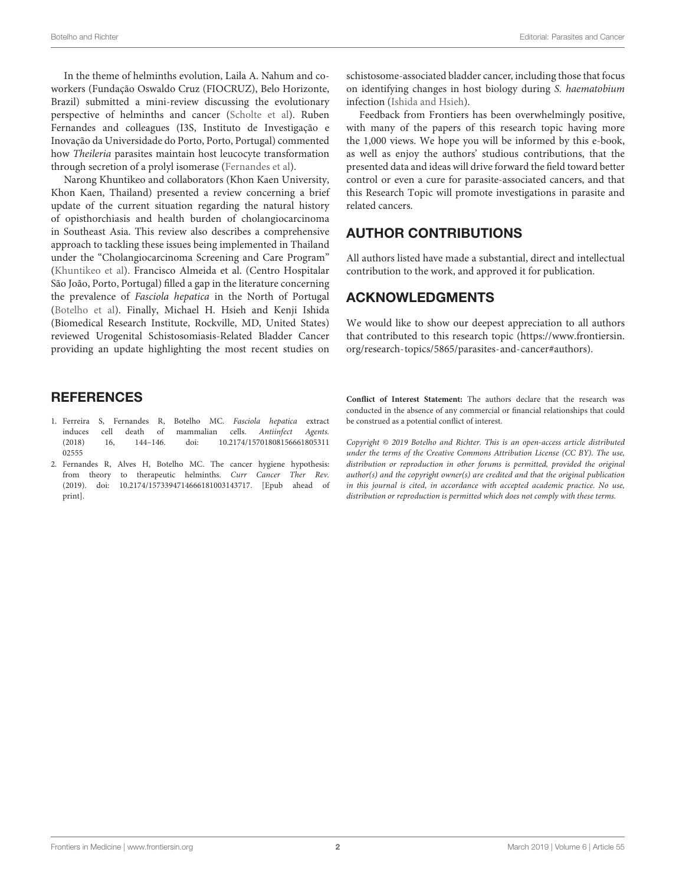In the theme of helminths evolution, Laila A. Nahum and co-workers (Fundação Oswaldo Cruz (FIOCRUZ), Belo Horizonte, Brazil) submitted a mini-review discussing the evolutionary perspective of helminths and cancer (Scholte et al). Ruben Fernandes and colleagues (I3S, Instituto de Investigação e Inovação da Universidade do Porto, Porto, Portugal) commented how *Theileria* parasites maintain host leucocyte transformation through secretion of a prolyl isomerase (Fernandes et al).

Narong Khuntikeo and collaborators (Khon Kaen University, Khon Kaen, Thailand) presented a review concerning a brief update of the current situation regarding the natural history of opisthorchiasis and health burden of cholangiocarcinoma in Southeast Asia. This review also describes a comprehensive approach to tackling these issues being implemented in Thailand under the "Cholangiocarcinoma Screening and Care Program" (Khuntikeo et al). Francisco Almeida et al. (Centro Hospitalar São João, Porto, Portugal) filled a gap in the literature concerning the prevalence of *Fasciola hepatica* in the North of Portugal (Botelho et al). Finally, Michael H. Hsieh and Kenji Ishida (Biomedical Research Institute, Rockville, MD, United States) reviewed Urogenital Schistosomiasis-Related Bladder Cancer providing an update highlighting the most recent studies on schistosome-associated bladder cancer, including those that focus on identifying changes in host biology during *S. haematobium* infection (Ishida and Hsieh).

Feedback from Frontiers has been overwhelmingly positive, with many of the papers of this research topic having more the 1,000 views. We hope you will be informed by this e-book, as well as enjoy the authors' studious contributions, that the presented data and ideas will drive forward the field toward better control or even a cure for parasite-associated cancers, and that this Research Topic will promote investigations in parasite and related cancers.

## AUTHOR CONTRIBUTIONS

All authors listed have made a substantial, direct and intellectual contribution to the work, and approved it for publication.

## ACKNOWLEDGMENTS

We would like to show our deepest appreciation to all authors that contributed to this research topic (https://www.frontiersin.org/research-topics/5865/parasites-and-cancer#authors).

## REFERENCES

1. Ferreira S, Fernandes R, Botelho MC. *Fasciola hepatica* extract induces cell death of mammalian cells. *Antiinfect Agents.* (2018) 16, 144–146. doi: 10.2174/1570180815666180531102555
2. Fernandes R, Alves H, Botelho MC. The cancer hygiene hypothesis: from theory to therapeutic helminths. *Curr Cancer Ther Rev.* (2019). doi: 10.2174/1573394714666181003143717. [Epub ahead of print].

**Conflict of Interest Statement:** The authors declare that the research was conducted in the absence of any commercial or financial relationships that could be construed as a potential conflict of interest.

*Copyright © 2019 Botelho and Richter. This is an open-access article distributed under the terms of the Creative Commons Attribution License (CC BY). The use, distribution or reproduction in other forums is permitted, provided the original author(s) and the copyright owner(s) are credited and that the original publication in this journal is cited, in accordance with accepted academic practice. No use, distribution or reproduction is permitted which does not comply with these terms.*